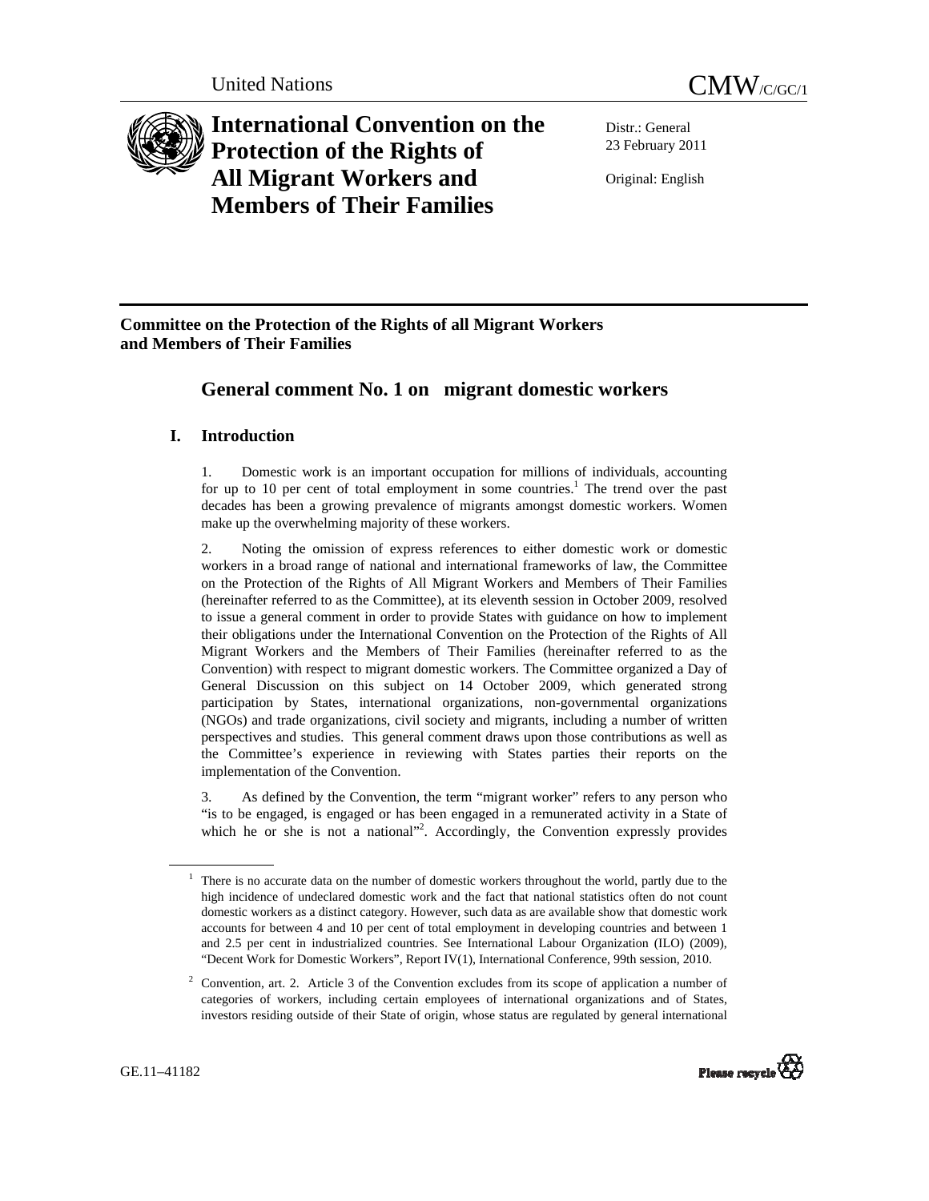United Nations CMW/C/GC/1

# International Convention on the Protection of the Rights of All Migrant Workers and Members of Their Families

Distr.: General
23 February 2011

Original: English

**Committee on the Protection of the Rights of all Migrant Workers and Members of Their Families**

## General comment No. 1 on migrant domestic workers

### I. Introduction

1. Domestic work is an important occupation for millions of individuals, accounting for up to 10 per cent of total employment in some countries.[1] The trend over the past decades has been a growing prevalence of migrants amongst domestic workers. Women make up the overwhelming majority of these workers.

2. Noting the omission of express references to either domestic work or domestic workers in a broad range of national and international frameworks of law, the Committee on the Protection of the Rights of All Migrant Workers and Members of Their Families (hereinafter referred to as the Committee), at its eleventh session in October 2009, resolved to issue a general comment in order to provide States with guidance on how to implement their obligations under the International Convention on the Protection of the Rights of All Migrant Workers and the Members of Their Families (hereinafter referred to as the Convention) with respect to migrant domestic workers. The Committee organized a Day of General Discussion on this subject on 14 October 2009, which generated strong participation by States, international organizations, non-governmental organizations (NGOs) and trade organizations, civil society and migrants, including a number of written perspectives and studies. This general comment draws upon those contributions as well as the Committee's experience in reviewing with States parties their reports on the implementation of the Convention.

3. As defined by the Convention, the term "migrant worker" refers to any person who "is to be engaged, is engaged or has been engaged in a remunerated activity in a State of which he or she is not a national"[2]. Accordingly, the Convention expressly provides

---

[1] There is no accurate data on the number of domestic workers throughout the world, partly due to the high incidence of undeclared domestic work and the fact that national statistics often do not count domestic workers as a distinct category. However, such data as are available show that domestic work accounts for between 4 and 10 per cent of total employment in developing countries and between 1 and 2.5 per cent in industrialized countries. See International Labour Organization (ILO) (2009), "Decent Work for Domestic Workers", Report IV(1), International Conference, 99th session, 2010.

[2] Convention, art. 2. Article 3 of the Convention excludes from its scope of application a number of categories of workers, including certain employees of international organizations and of States, investors residing outside of their State of origin, whose status are regulated by general international

GE.11–41182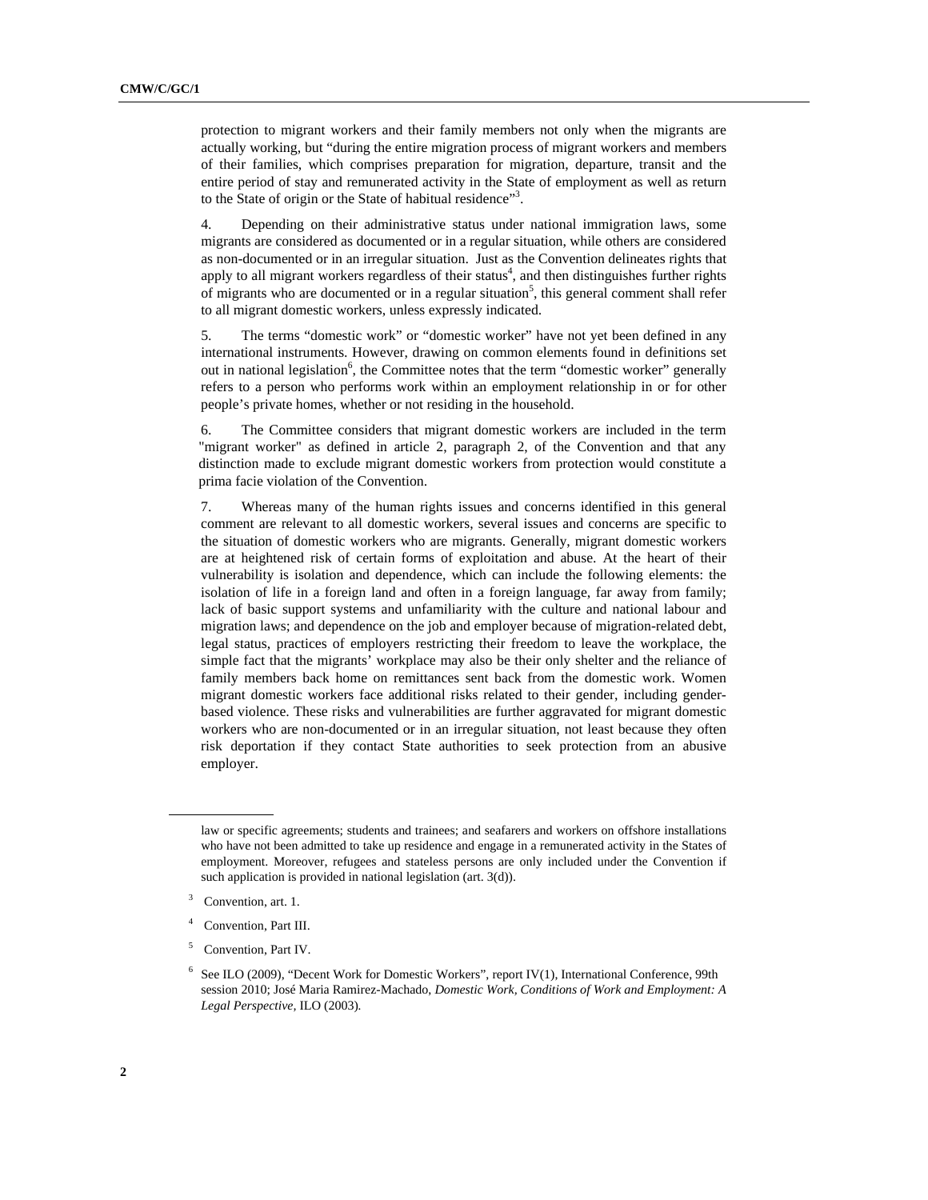protection to migrant workers and their family members not only when the migrants are actually working, but "during the entire migration process of migrant workers and members of their families, which comprises preparation for migration, departure, transit and the entire period of stay and remunerated activity in the State of employment as well as return to the State of origin or the State of habitual residence"[3].

4. Depending on their administrative status under national immigration laws, some migrants are considered as documented or in a regular situation, while others are considered as non-documented or in an irregular situation. Just as the Convention delineates rights that apply to all migrant workers regardless of their status[4], and then distinguishes further rights of migrants who are documented or in a regular situation[5], this general comment shall refer to all migrant domestic workers, unless expressly indicated.

5. The terms "domestic work" or "domestic worker" have not yet been defined in any international instruments. However, drawing on common elements found in definitions set out in national legislation[6], the Committee notes that the term "domestic worker" generally refers to a person who performs work within an employment relationship in or for other people's private homes, whether or not residing in the household.

6. The Committee considers that migrant domestic workers are included in the term "migrant worker" as defined in article 2, paragraph 2, of the Convention and that any distinction made to exclude migrant domestic workers from protection would constitute a prima facie violation of the Convention.

7. Whereas many of the human rights issues and concerns identified in this general comment are relevant to all domestic workers, several issues and concerns are specific to the situation of domestic workers who are migrants. Generally, migrant domestic workers are at heightened risk of certain forms of exploitation and abuse. At the heart of their vulnerability is isolation and dependence, which can include the following elements: the isolation of life in a foreign land and often in a foreign language, far away from family; lack of basic support systems and unfamiliarity with the culture and national labour and migration laws; and dependence on the job and employer because of migration-related debt, legal status, practices of employers restricting their freedom to leave the workplace, the simple fact that the migrants' workplace may also be their only shelter and the reliance of family members back home on remittances sent back from the domestic work. Women migrant domestic workers face additional risks related to their gender, including gender-based violence. These risks and vulnerabilities are further aggravated for migrant domestic workers who are non-documented or in an irregular situation, not least because they often risk deportation if they contact State authorities to seek protection from an abusive employer.

---

law or specific agreements; students and trainees; and seafarers and workers on offshore installations who have not been admitted to take up residence and engage in a remunerated activity in the States of employment. Moreover, refugees and stateless persons are only included under the Convention if such application is provided in national legislation (art. 3(d)).

[3] Convention, art. 1.

[4] Convention, Part III.

[5] Convention, Part IV.

[6] See ILO (2009), "Decent Work for Domestic Workers", report IV(1), International Conference, 99th session 2010; José Maria Ramirez-Machado, *Domestic Work, Conditions of Work and Employment: A Legal Perspective*, ILO (2003).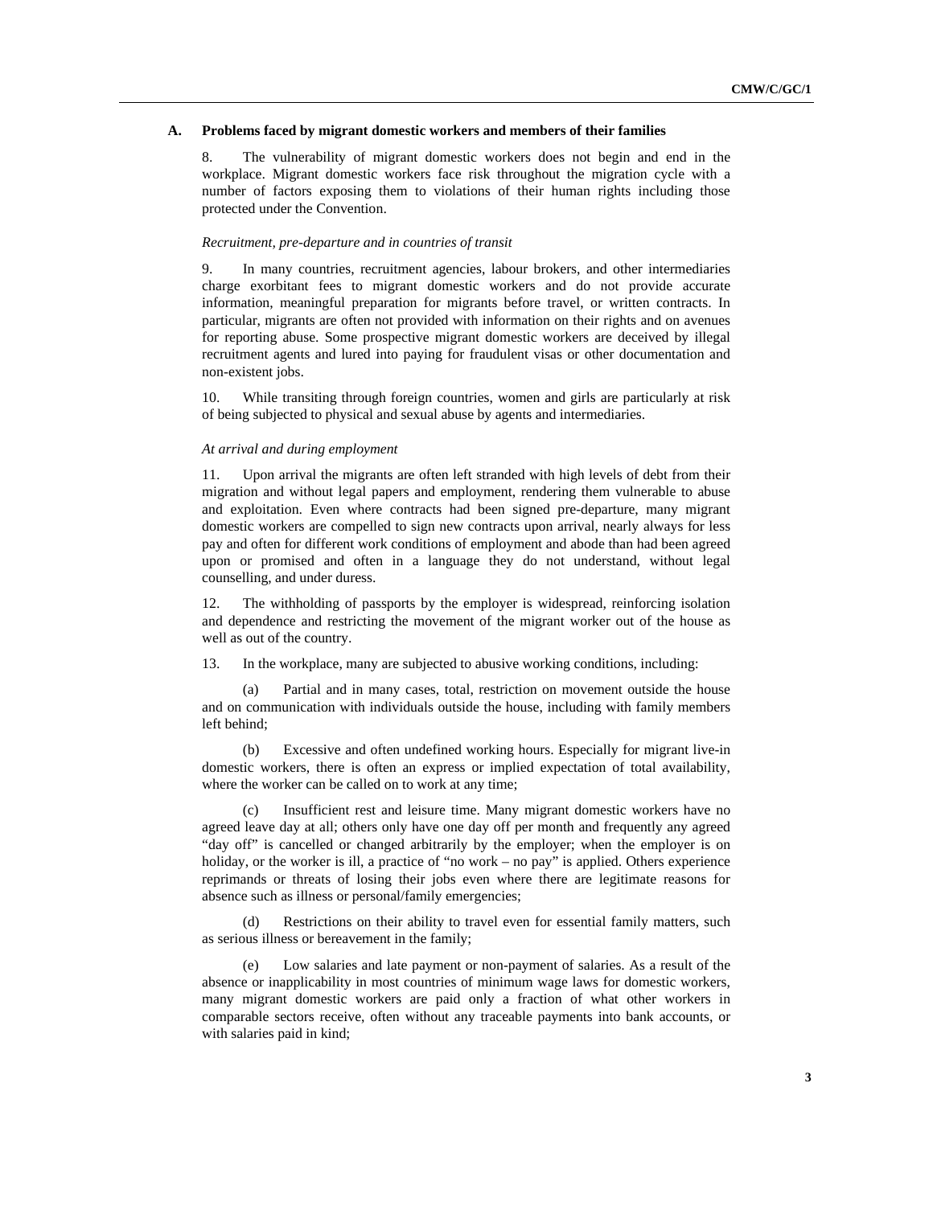### A. Problems faced by migrant domestic workers and members of their families

8. The vulnerability of migrant domestic workers does not begin and end in the workplace. Migrant domestic workers face risk throughout the migration cycle with a number of factors exposing them to violations of their human rights including those protected under the Convention.

*Recruitment, pre-departure and in countries of transit*

9. In many countries, recruitment agencies, labour brokers, and other intermediaries charge exorbitant fees to migrant domestic workers and do not provide accurate information, meaningful preparation for migrants before travel, or written contracts. In particular, migrants are often not provided with information on their rights and on avenues for reporting abuse. Some prospective migrant domestic workers are deceived by illegal recruitment agents and lured into paying for fraudulent visas or other documentation and non-existent jobs.

10. While transiting through foreign countries, women and girls are particularly at risk of being subjected to physical and sexual abuse by agents and intermediaries.

*At arrival and during employment*

11. Upon arrival the migrants are often left stranded with high levels of debt from their migration and without legal papers and employment, rendering them vulnerable to abuse and exploitation. Even where contracts had been signed pre-departure, many migrant domestic workers are compelled to sign new contracts upon arrival, nearly always for less pay and often for different work conditions of employment and abode than had been agreed upon or promised and often in a language they do not understand, without legal counselling, and under duress.

12. The withholding of passports by the employer is widespread, reinforcing isolation and dependence and restricting the movement of the migrant worker out of the house as well as out of the country.

13. In the workplace, many are subjected to abusive working conditions, including:

(a) Partial and in many cases, total, restriction on movement outside the house and on communication with individuals outside the house, including with family members left behind;

(b) Excessive and often undefined working hours. Especially for migrant live-in domestic workers, there is often an express or implied expectation of total availability, where the worker can be called on to work at any time;

(c) Insufficient rest and leisure time. Many migrant domestic workers have no agreed leave day at all; others only have one day off per month and frequently any agreed "day off" is cancelled or changed arbitrarily by the employer; when the employer is on holiday, or the worker is ill, a practice of "no work – no pay" is applied. Others experience reprimands or threats of losing their jobs even where there are legitimate reasons for absence such as illness or personal/family emergencies;

(d) Restrictions on their ability to travel even for essential family matters, such as serious illness or bereavement in the family;

(e) Low salaries and late payment or non-payment of salaries. As a result of the absence or inapplicability in most countries of minimum wage laws for domestic workers, many migrant domestic workers are paid only a fraction of what other workers in comparable sectors receive, often without any traceable payments into bank accounts, or with salaries paid in kind;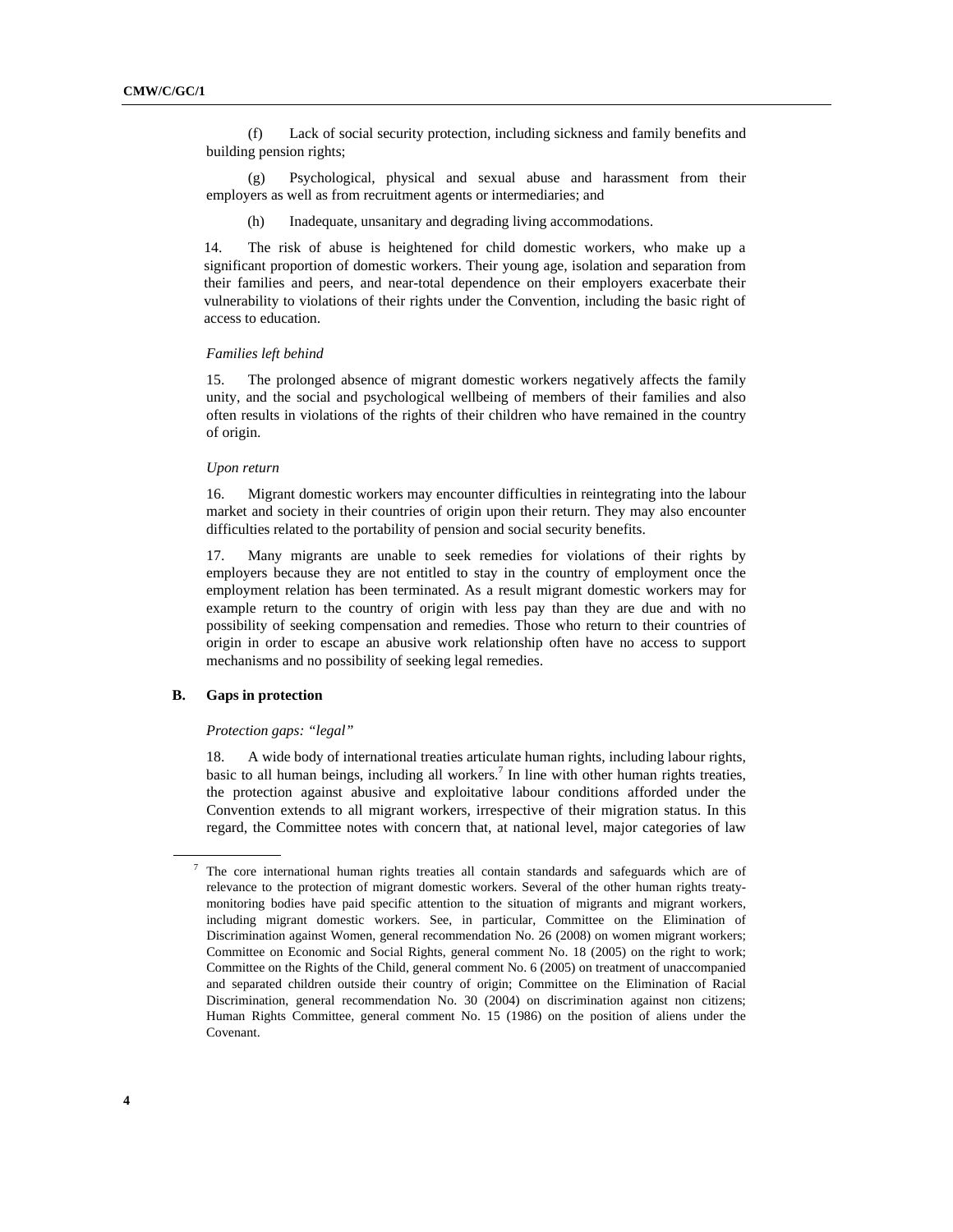(f) Lack of social security protection, including sickness and family benefits and building pension rights;

(g) Psychological, physical and sexual abuse and harassment from their employers as well as from recruitment agents or intermediaries; and

(h) Inadequate, unsanitary and degrading living accommodations.

14. The risk of abuse is heightened for child domestic workers, who make up a significant proportion of domestic workers. Their young age, isolation and separation from their families and peers, and near-total dependence on their employers exacerbate their vulnerability to violations of their rights under the Convention, including the basic right of access to education.

*Families left behind*

15. The prolonged absence of migrant domestic workers negatively affects the family unity, and the social and psychological wellbeing of members of their families and also often results in violations of the rights of their children who have remained in the country of origin.

*Upon return*

16. Migrant domestic workers may encounter difficulties in reintegrating into the labour market and society in their countries of origin upon their return. They may also encounter difficulties related to the portability of pension and social security benefits.

17. Many migrants are unable to seek remedies for violations of their rights by employers because they are not entitled to stay in the country of employment once the employment relation has been terminated. As a result migrant domestic workers may for example return to the country of origin with less pay than they are due and with no possibility of seeking compensation and remedies. Those who return to their countries of origin in order to escape an abusive work relationship often have no access to support mechanisms and no possibility of seeking legal remedies.

## B. Gaps in protection

*Protection gaps: "legal"*

18. A wide body of international treaties articulate human rights, including labour rights, basic to all human beings, including all workers.[7] In line with other human rights treaties, the protection against abusive and exploitative labour conditions afforded under the Convention extends to all migrant workers, irrespective of their migration status. In this regard, the Committee notes with concern that, at national level, major categories of law

[7] The core international human rights treaties all contain standards and safeguards which are of relevance to the protection of migrant domestic workers. Several of the other human rights treaty-monitoring bodies have paid specific attention to the situation of migrants and migrant workers, including migrant domestic workers. See, in particular, Committee on the Elimination of Discrimination against Women, general recommendation No. 26 (2008) on women migrant workers; Committee on Economic and Social Rights, general comment No. 18 (2005) on the right to work; Committee on the Rights of the Child, general comment No. 6 (2005) on treatment of unaccompanied and separated children outside their country of origin; Committee on the Elimination of Racial Discrimination, general recommendation No. 30 (2004) on discrimination against non citizens; Human Rights Committee, general comment No. 15 (1986) on the position of aliens under the Covenant.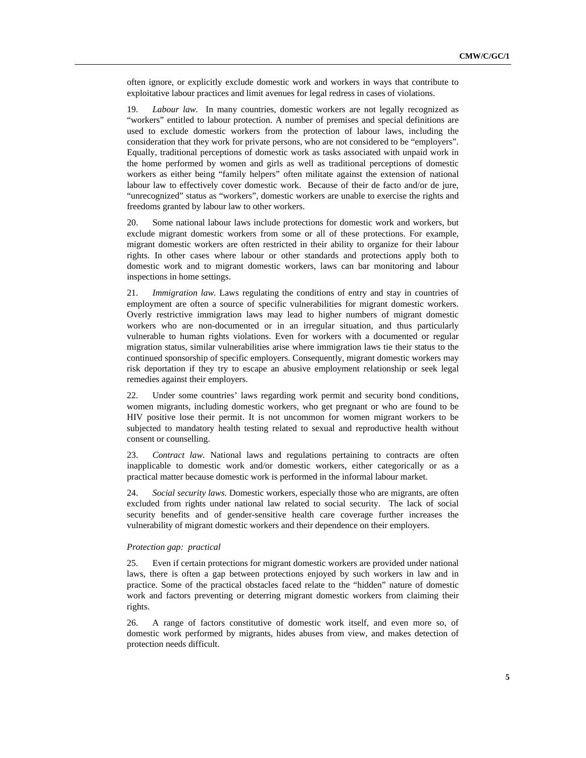often ignore, or explicitly exclude domestic work and workers in ways that contribute to exploitative labour practices and limit avenues for legal redress in cases of violations.

19. *Labour law.* In many countries, domestic workers are not legally recognized as "workers" entitled to labour protection. A number of premises and special definitions are used to exclude domestic workers from the protection of labour laws, including the consideration that they work for private persons, who are not considered to be "employers". Equally, traditional perceptions of domestic work as tasks associated with unpaid work in the home performed by women and girls as well as traditional perceptions of domestic workers as either being "family helpers" often militate against the extension of national labour law to effectively cover domestic work. Because of their de facto and/or de jure, "unrecognized" status as "workers", domestic workers are unable to exercise the rights and freedoms granted by labour law to other workers.

20. Some national labour laws include protections for domestic work and workers, but exclude migrant domestic workers from some or all of these protections. For example, migrant domestic workers are often restricted in their ability to organize for their labour rights. In other cases where labour or other standards and protections apply both to domestic work and to migrant domestic workers, laws can bar monitoring and labour inspections in home settings.

21. *Immigration law.* Laws regulating the conditions of entry and stay in countries of employment are often a source of specific vulnerabilities for migrant domestic workers. Overly restrictive immigration laws may lead to higher numbers of migrant domestic workers who are non-documented or in an irregular situation, and thus particularly vulnerable to human rights violations. Even for workers with a documented or regular migration status, similar vulnerabilities arise where immigration laws tie their status to the continued sponsorship of specific employers. Consequently, migrant domestic workers may risk deportation if they try to escape an abusive employment relationship or seek legal remedies against their employers.

22. Under some countries' laws regarding work permit and security bond conditions, women migrants, including domestic workers, who get pregnant or who are found to be HIV positive lose their permit. It is not uncommon for women migrant workers to be subjected to mandatory health testing related to sexual and reproductive health without consent or counselling.

23. *Contract law.* National laws and regulations pertaining to contracts are often inapplicable to domestic work and/or domestic workers, either categorically or as a practical matter because domestic work is performed in the informal labour market.

24. *Social security laws.* Domestic workers, especially those who are migrants, are often excluded from rights under national law related to social security. The lack of social security benefits and of gender-sensitive health care coverage further increases the vulnerability of migrant domestic workers and their dependence on their employers.

*Protection gap: practical*

25. Even if certain protections for migrant domestic workers are provided under national laws, there is often a gap between protections enjoyed by such workers in law and in practice. Some of the practical obstacles faced relate to the "hidden" nature of domestic work and factors preventing or deterring migrant domestic workers from claiming their rights.

26. A range of factors constitutive of domestic work itself, and even more so, of domestic work performed by migrants, hides abuses from view, and makes detection of protection needs difficult.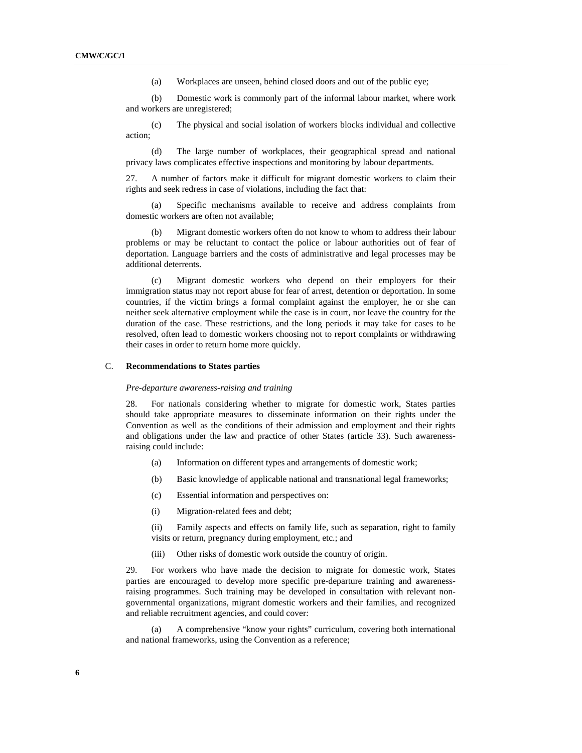(a) Workplaces are unseen, behind closed doors and out of the public eye;

(b) Domestic work is commonly part of the informal labour market, where work and workers are unregistered;

(c) The physical and social isolation of workers blocks individual and collective action;

(d) The large number of workplaces, their geographical spread and national privacy laws complicates effective inspections and monitoring by labour departments.

27. A number of factors make it difficult for migrant domestic workers to claim their rights and seek redress in case of violations, including the fact that:

(a) Specific mechanisms available to receive and address complaints from domestic workers are often not available;

(b) Migrant domestic workers often do not know to whom to address their labour problems or may be reluctant to contact the police or labour authorities out of fear of deportation. Language barriers and the costs of administrative and legal processes may be additional deterrents.

(c) Migrant domestic workers who depend on their employers for their immigration status may not report abuse for fear of arrest, detention or deportation. In some countries, if the victim brings a formal complaint against the employer, he or she can neither seek alternative employment while the case is in court, nor leave the country for the duration of the case. These restrictions, and the long periods it may take for cases to be resolved, often lead to domestic workers choosing not to report complaints or withdrawing their cases in order to return home more quickly.

## C. Recommendations to States parties

*Pre-departure awareness-raising and training*

28. For nationals considering whether to migrate for domestic work, States parties should take appropriate measures to disseminate information on their rights under the Convention as well as the conditions of their admission and employment and their rights and obligations under the law and practice of other States (article 33). Such awareness-raising could include:

(a) Information on different types and arrangements of domestic work;

(b) Basic knowledge of applicable national and transnational legal frameworks;

(c) Essential information and perspectives on:

(i) Migration-related fees and debt;

(ii) Family aspects and effects on family life, such as separation, right to family visits or return, pregnancy during employment, etc.; and

(iii) Other risks of domestic work outside the country of origin.

29. For workers who have made the decision to migrate for domestic work, States parties are encouraged to develop more specific pre-departure training and awareness-raising programmes. Such training may be developed in consultation with relevant non-governmental organizations, migrant domestic workers and their families, and recognized and reliable recruitment agencies, and could cover:

(a) A comprehensive "know your rights" curriculum, covering both international and national frameworks, using the Convention as a reference;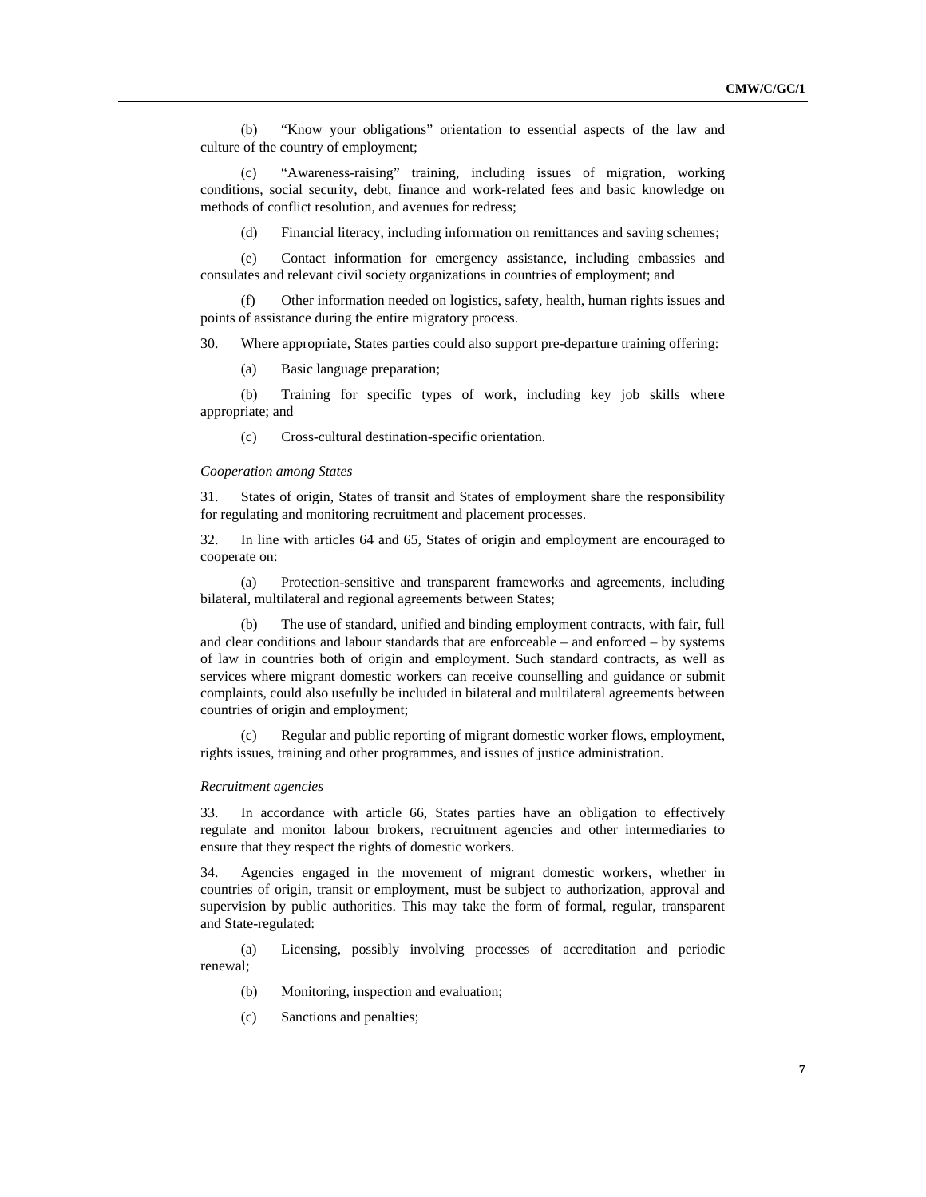(b) "Know your obligations" orientation to essential aspects of the law and culture of the country of employment;

(c) "Awareness-raising" training, including issues of migration, working conditions, social security, debt, finance and work-related fees and basic knowledge on methods of conflict resolution, and avenues for redress;

(d) Financial literacy, including information on remittances and saving schemes;

(e) Contact information for emergency assistance, including embassies and consulates and relevant civil society organizations in countries of employment; and

(f) Other information needed on logistics, safety, health, human rights issues and points of assistance during the entire migratory process.

30. Where appropriate, States parties could also support pre-departure training offering:

(a) Basic language preparation;

(b) Training for specific types of work, including key job skills where appropriate; and

(c) Cross-cultural destination-specific orientation.

*Cooperation among States*

31. States of origin, States of transit and States of employment share the responsibility for regulating and monitoring recruitment and placement processes.

32. In line with articles 64 and 65, States of origin and employment are encouraged to cooperate on:

(a) Protection-sensitive and transparent frameworks and agreements, including bilateral, multilateral and regional agreements between States;

(b) The use of standard, unified and binding employment contracts, with fair, full and clear conditions and labour standards that are enforceable – and enforced – by systems of law in countries both of origin and employment. Such standard contracts, as well as services where migrant domestic workers can receive counselling and guidance or submit complaints, could also usefully be included in bilateral and multilateral agreements between countries of origin and employment;

(c) Regular and public reporting of migrant domestic worker flows, employment, rights issues, training and other programmes, and issues of justice administration.

*Recruitment agencies*

33. In accordance with article 66, States parties have an obligation to effectively regulate and monitor labour brokers, recruitment agencies and other intermediaries to ensure that they respect the rights of domestic workers.

34. Agencies engaged in the movement of migrant domestic workers, whether in countries of origin, transit or employment, must be subject to authorization, approval and supervision by public authorities. This may take the form of formal, regular, transparent and State-regulated:

(a) Licensing, possibly involving processes of accreditation and periodic renewal;

(b) Monitoring, inspection and evaluation;

(c) Sanctions and penalties;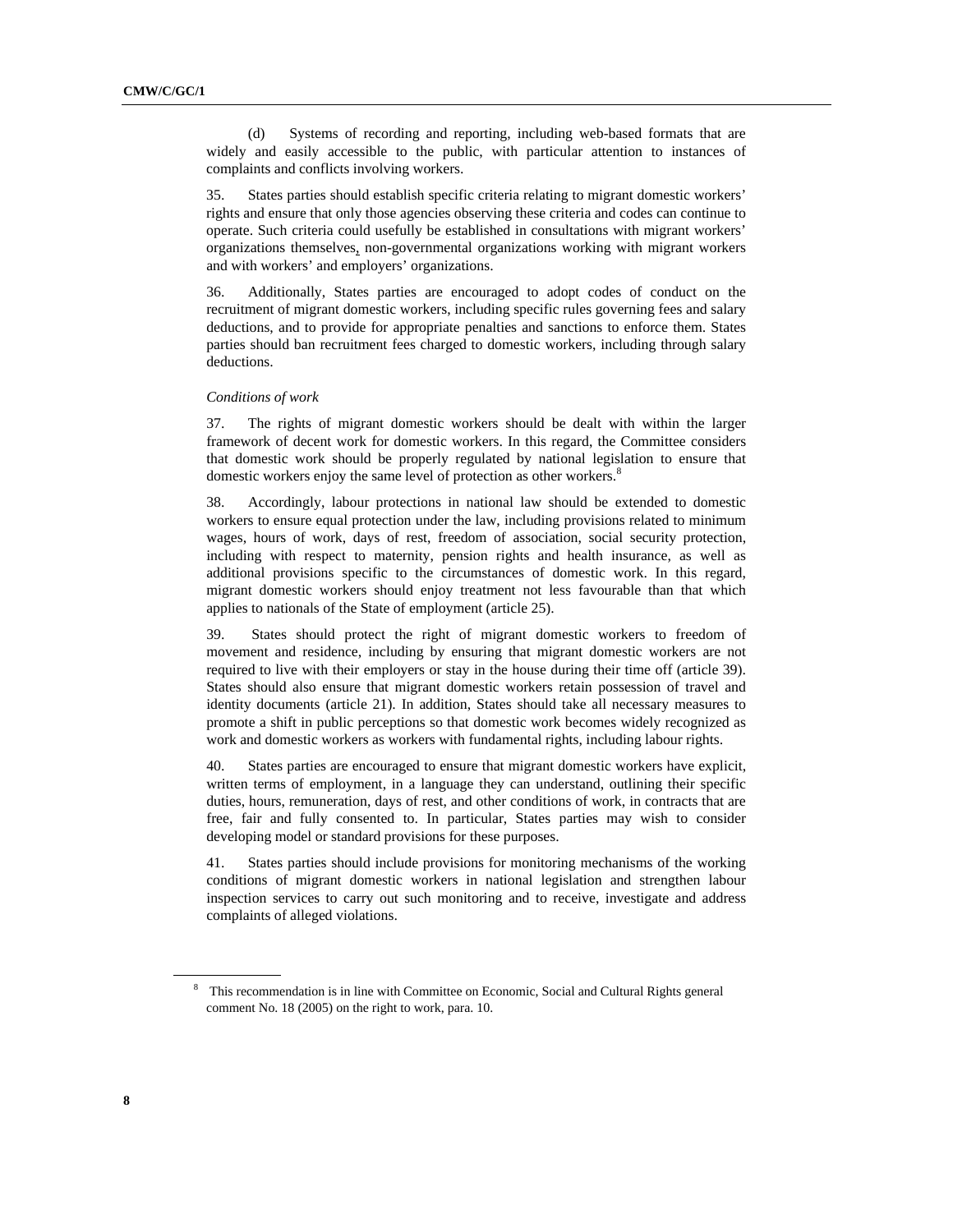(d) Systems of recording and reporting, including web-based formats that are widely and easily accessible to the public, with particular attention to instances of complaints and conflicts involving workers.

35. States parties should establish specific criteria relating to migrant domestic workers' rights and ensure that only those agencies observing these criteria and codes can continue to operate. Such criteria could usefully be established in consultations with migrant workers' organizations themselves, non-governmental organizations working with migrant workers and with workers' and employers' organizations.

36. Additionally, States parties are encouraged to adopt codes of conduct on the recruitment of migrant domestic workers, including specific rules governing fees and salary deductions, and to provide for appropriate penalties and sanctions to enforce them. States parties should ban recruitment fees charged to domestic workers, including through salary deductions.

*Conditions of work*

37. The rights of migrant domestic workers should be dealt with within the larger framework of decent work for domestic workers. In this regard, the Committee considers that domestic work should be properly regulated by national legislation to ensure that domestic workers enjoy the same level of protection as other workers.[8]

38. Accordingly, labour protections in national law should be extended to domestic workers to ensure equal protection under the law, including provisions related to minimum wages, hours of work, days of rest, freedom of association, social security protection, including with respect to maternity, pension rights and health insurance, as well as additional provisions specific to the circumstances of domestic work. In this regard, migrant domestic workers should enjoy treatment not less favourable than that which applies to nationals of the State of employment (article 25).

39. States should protect the right of migrant domestic workers to freedom of movement and residence, including by ensuring that migrant domestic workers are not required to live with their employers or stay in the house during their time off (article 39). States should also ensure that migrant domestic workers retain possession of travel and identity documents (article 21). In addition, States should take all necessary measures to promote a shift in public perceptions so that domestic work becomes widely recognized as work and domestic workers as workers with fundamental rights, including labour rights.

40. States parties are encouraged to ensure that migrant domestic workers have explicit, written terms of employment, in a language they can understand, outlining their specific duties, hours, remuneration, days of rest, and other conditions of work, in contracts that are free, fair and fully consented to. In particular, States parties may wish to consider developing model or standard provisions for these purposes.

41. States parties should include provisions for monitoring mechanisms of the working conditions of migrant domestic workers in national legislation and strengthen labour inspection services to carry out such monitoring and to receive, investigate and address complaints of alleged violations.

[8] This recommendation is in line with Committee on Economic, Social and Cultural Rights general comment No. 18 (2005) on the right to work, para. 10.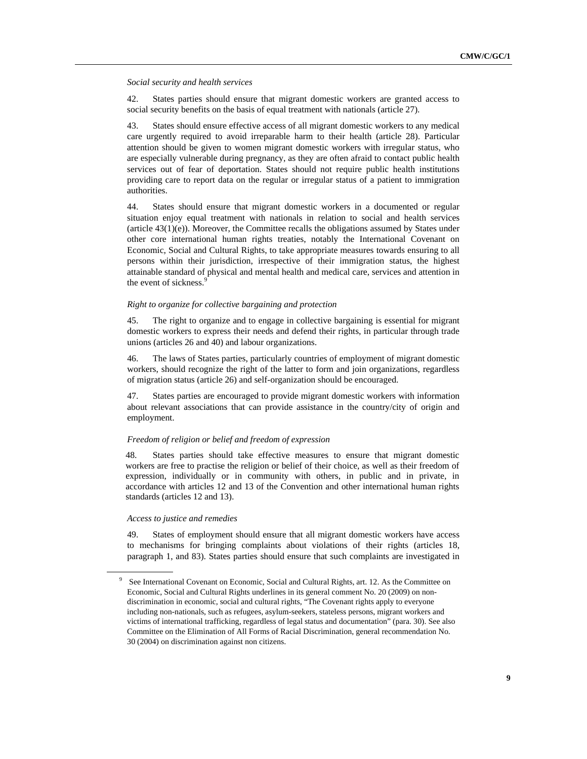*Social security and health services*

42. States parties should ensure that migrant domestic workers are granted access to social security benefits on the basis of equal treatment with nationals (article 27).

43. States should ensure effective access of all migrant domestic workers to any medical care urgently required to avoid irreparable harm to their health (article 28). Particular attention should be given to women migrant domestic workers with irregular status, who are especially vulnerable during pregnancy, as they are often afraid to contact public health services out of fear of deportation. States should not require public health institutions providing care to report data on the regular or irregular status of a patient to immigration authorities.

44. States should ensure that migrant domestic workers in a documented or regular situation enjoy equal treatment with nationals in relation to social and health services (article 43(1)(e)). Moreover, the Committee recalls the obligations assumed by States under other core international human rights treaties, notably the International Covenant on Economic, Social and Cultural Rights, to take appropriate measures towards ensuring to all persons within their jurisdiction, irrespective of their immigration status, the highest attainable standard of physical and mental health and medical care, services and attention in the event of sickness.[9]

*Right to organize for collective bargaining and protection*

45. The right to organize and to engage in collective bargaining is essential for migrant domestic workers to express their needs and defend their rights, in particular through trade unions (articles 26 and 40) and labour organizations.

46. The laws of States parties, particularly countries of employment of migrant domestic workers, should recognize the right of the latter to form and join organizations, regardless of migration status (article 26) and self-organization should be encouraged.

47. States parties are encouraged to provide migrant domestic workers with information about relevant associations that can provide assistance in the country/city of origin and employment.

*Freedom of religion or belief and freedom of expression*

48. States parties should take effective measures to ensure that migrant domestic workers are free to practise the religion or belief of their choice, as well as their freedom of expression, individually or in community with others, in public and in private, in accordance with articles 12 and 13 of the Convention and other international human rights standards (articles 12 and 13).

*Access to justice and remedies*

49. States of employment should ensure that all migrant domestic workers have access to mechanisms for bringing complaints about violations of their rights (articles 18, paragraph 1, and 83). States parties should ensure that such complaints are investigated in

---

[9] See International Covenant on Economic, Social and Cultural Rights, art. 12. As the Committee on Economic, Social and Cultural Rights underlines in its general comment No. 20 (2009) on non-discrimination in economic, social and cultural rights, "The Covenant rights apply to everyone including non-nationals, such as refugees, asylum-seekers, stateless persons, migrant workers and victims of international trafficking, regardless of legal status and documentation" (para. 30). See also Committee on the Elimination of All Forms of Racial Discrimination, general recommendation No. 30 (2004) on discrimination against non citizens.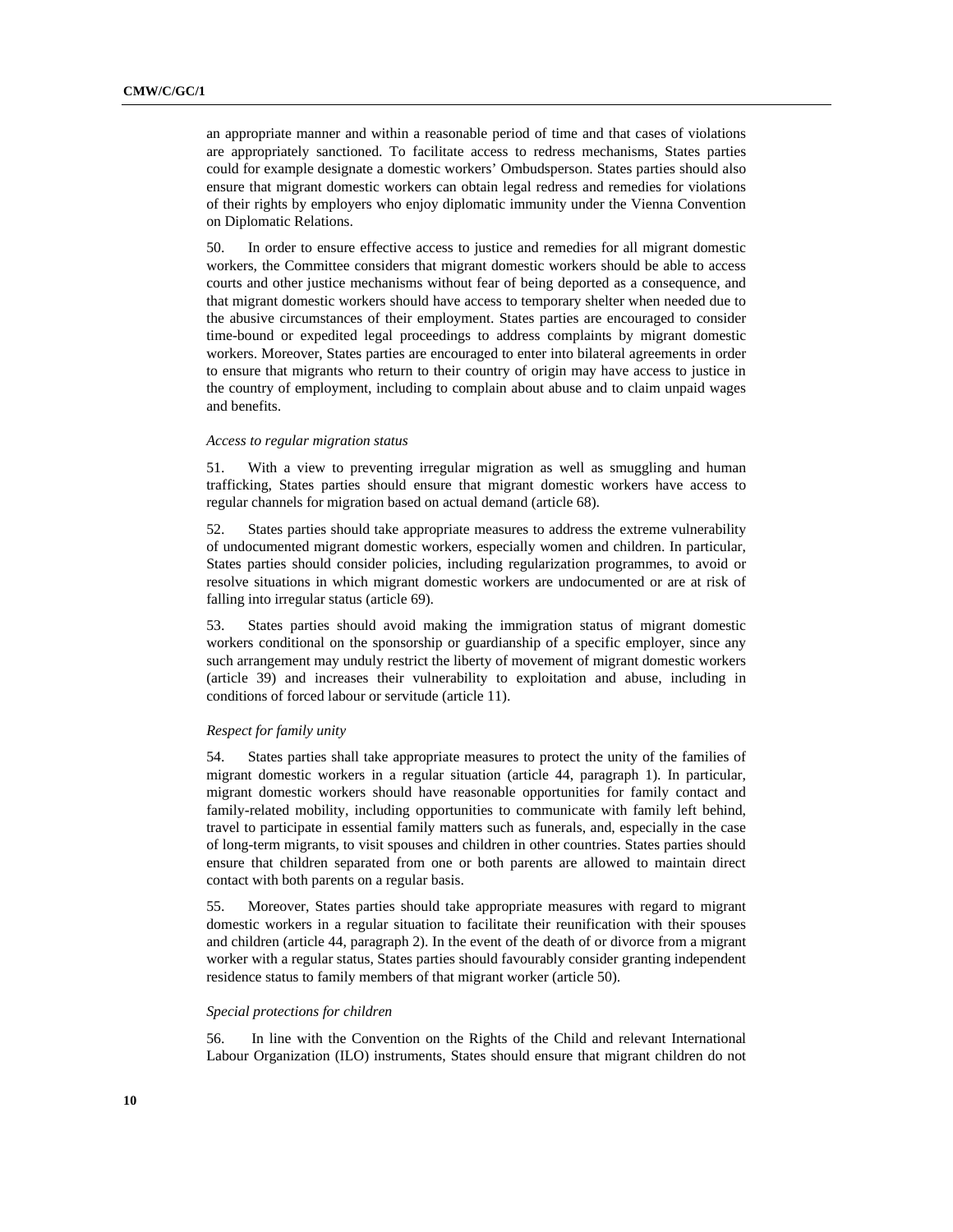an appropriate manner and within a reasonable period of time and that cases of violations are appropriately sanctioned. To facilitate access to redress mechanisms, States parties could for example designate a domestic workers' Ombudsperson. States parties should also ensure that migrant domestic workers can obtain legal redress and remedies for violations of their rights by employers who enjoy diplomatic immunity under the Vienna Convention on Diplomatic Relations.

50. In order to ensure effective access to justice and remedies for all migrant domestic workers, the Committee considers that migrant domestic workers should be able to access courts and other justice mechanisms without fear of being deported as a consequence, and that migrant domestic workers should have access to temporary shelter when needed due to the abusive circumstances of their employment. States parties are encouraged to consider time-bound or expedited legal proceedings to address complaints by migrant domestic workers. Moreover, States parties are encouraged to enter into bilateral agreements in order to ensure that migrants who return to their country of origin may have access to justice in the country of employment, including to complain about abuse and to claim unpaid wages and benefits.

*Access to regular migration status*

51. With a view to preventing irregular migration as well as smuggling and human trafficking, States parties should ensure that migrant domestic workers have access to regular channels for migration based on actual demand (article 68).

52. States parties should take appropriate measures to address the extreme vulnerability of undocumented migrant domestic workers, especially women and children. In particular, States parties should consider policies, including regularization programmes, to avoid or resolve situations in which migrant domestic workers are undocumented or are at risk of falling into irregular status (article 69).

53. States parties should avoid making the immigration status of migrant domestic workers conditional on the sponsorship or guardianship of a specific employer, since any such arrangement may unduly restrict the liberty of movement of migrant domestic workers (article 39) and increases their vulnerability to exploitation and abuse, including in conditions of forced labour or servitude (article 11).

*Respect for family unity*

54. States parties shall take appropriate measures to protect the unity of the families of migrant domestic workers in a regular situation (article 44, paragraph 1). In particular, migrant domestic workers should have reasonable opportunities for family contact and family-related mobility, including opportunities to communicate with family left behind, travel to participate in essential family matters such as funerals, and, especially in the case of long-term migrants, to visit spouses and children in other countries. States parties should ensure that children separated from one or both parents are allowed to maintain direct contact with both parents on a regular basis.

55. Moreover, States parties should take appropriate measures with regard to migrant domestic workers in a regular situation to facilitate their reunification with their spouses and children (article 44, paragraph 2). In the event of the death of or divorce from a migrant worker with a regular status, States parties should favourably consider granting independent residence status to family members of that migrant worker (article 50).

*Special protections for children*

56. In line with the Convention on the Rights of the Child and relevant International Labour Organization (ILO) instruments, States should ensure that migrant children do not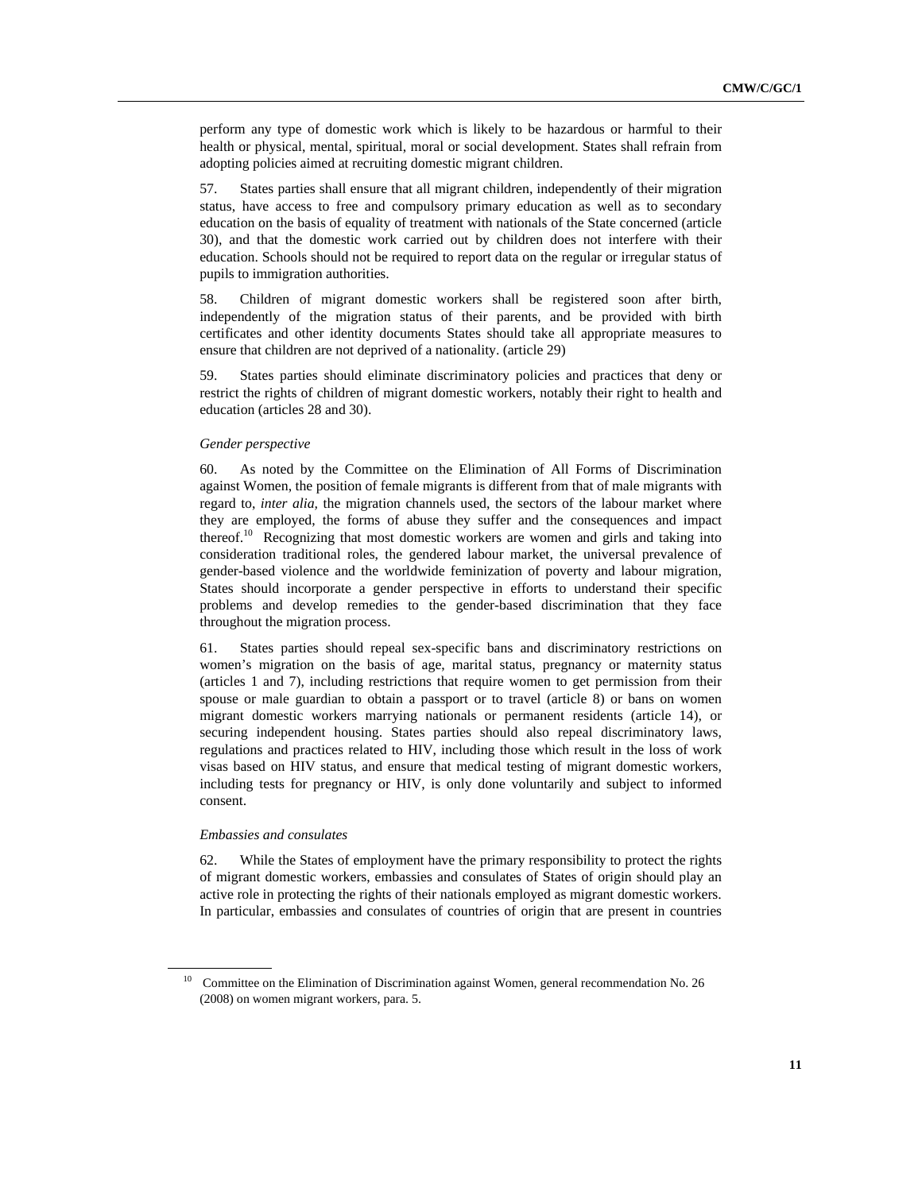perform any type of domestic work which is likely to be hazardous or harmful to their health or physical, mental, spiritual, moral or social development. States shall refrain from adopting policies aimed at recruiting domestic migrant children.

57. States parties shall ensure that all migrant children, independently of their migration status, have access to free and compulsory primary education as well as to secondary education on the basis of equality of treatment with nationals of the State concerned (article 30), and that the domestic work carried out by children does not interfere with their education. Schools should not be required to report data on the regular or irregular status of pupils to immigration authorities.

58. Children of migrant domestic workers shall be registered soon after birth, independently of the migration status of their parents, and be provided with birth certificates and other identity documents States should take all appropriate measures to ensure that children are not deprived of a nationality. (article 29)

59. States parties should eliminate discriminatory policies and practices that deny or restrict the rights of children of migrant domestic workers, notably their right to health and education (articles 28 and 30).

*Gender perspective*

60. As noted by the Committee on the Elimination of All Forms of Discrimination against Women, the position of female migrants is different from that of male migrants with regard to, *inter alia,* the migration channels used, the sectors of the labour market where they are employed, the forms of abuse they suffer and the consequences and impact thereof.[10] Recognizing that most domestic workers are women and girls and taking into consideration traditional roles, the gendered labour market, the universal prevalence of gender-based violence and the worldwide feminization of poverty and labour migration, States should incorporate a gender perspective in efforts to understand their specific problems and develop remedies to the gender-based discrimination that they face throughout the migration process.

61. States parties should repeal sex-specific bans and discriminatory restrictions on women's migration on the basis of age, marital status, pregnancy or maternity status (articles 1 and 7), including restrictions that require women to get permission from their spouse or male guardian to obtain a passport or to travel (article 8) or bans on women migrant domestic workers marrying nationals or permanent residents (article 14), or securing independent housing. States parties should also repeal discriminatory laws, regulations and practices related to HIV, including those which result in the loss of work visas based on HIV status, and ensure that medical testing of migrant domestic workers, including tests for pregnancy or HIV, is only done voluntarily and subject to informed consent.

*Embassies and consulates*

62. While the States of employment have the primary responsibility to protect the rights of migrant domestic workers, embassies and consulates of States of origin should play an active role in protecting the rights of their nationals employed as migrant domestic workers. In particular, embassies and consulates of countries of origin that are present in countries

[10] Committee on the Elimination of Discrimination against Women, general recommendation No. 26 (2008) on women migrant workers, para. 5.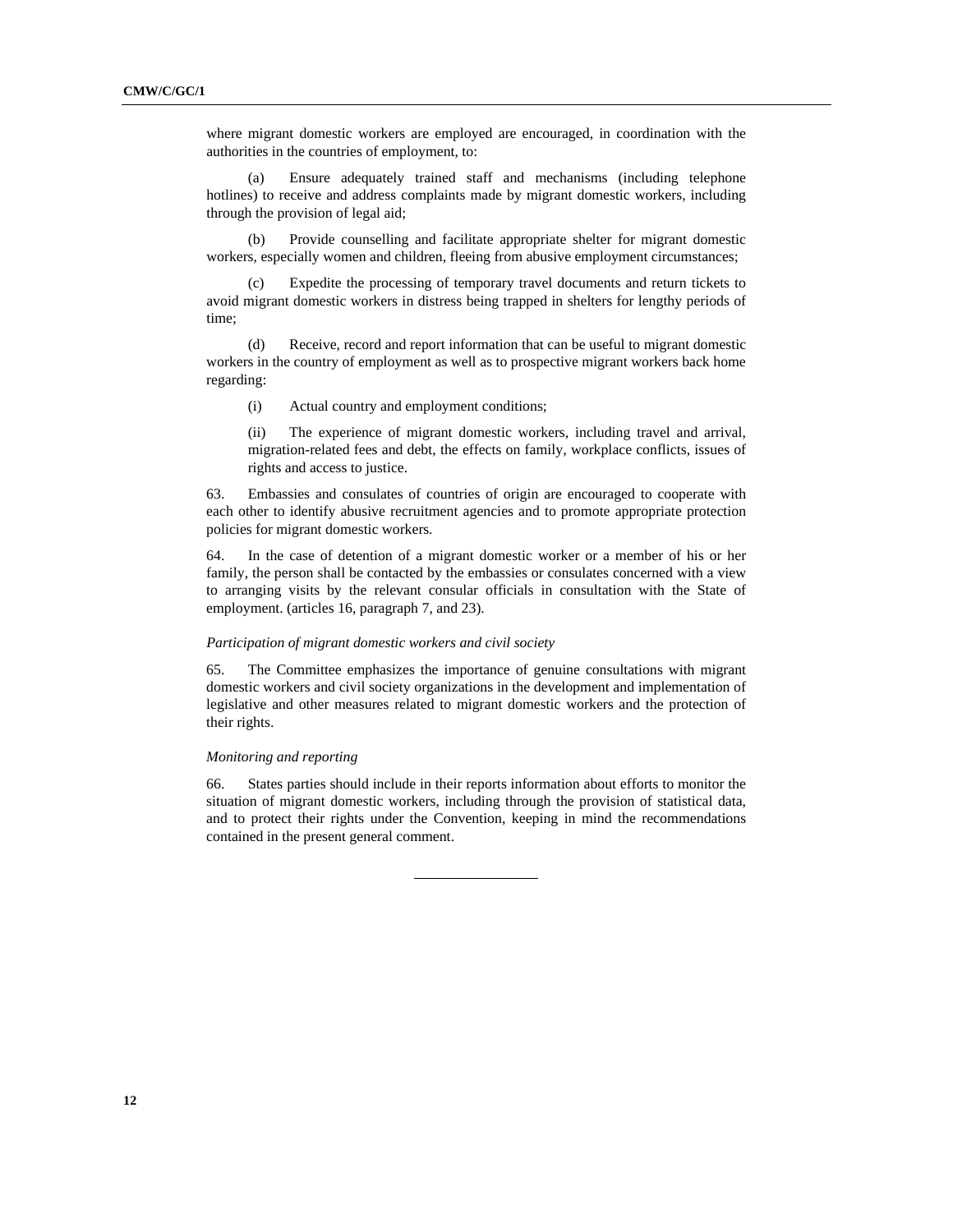where migrant domestic workers are employed are encouraged, in coordination with the authorities in the countries of employment, to:

(a) Ensure adequately trained staff and mechanisms (including telephone hotlines) to receive and address complaints made by migrant domestic workers, including through the provision of legal aid;

(b) Provide counselling and facilitate appropriate shelter for migrant domestic workers, especially women and children, fleeing from abusive employment circumstances;

(c) Expedite the processing of temporary travel documents and return tickets to avoid migrant domestic workers in distress being trapped in shelters for lengthy periods of time;

(d) Receive, record and report information that can be useful to migrant domestic workers in the country of employment as well as to prospective migrant workers back home regarding:

(i) Actual country and employment conditions;

(ii) The experience of migrant domestic workers, including travel and arrival, migration-related fees and debt, the effects on family, workplace conflicts, issues of rights and access to justice.

63. Embassies and consulates of countries of origin are encouraged to cooperate with each other to identify abusive recruitment agencies and to promote appropriate protection policies for migrant domestic workers.

64. In the case of detention of a migrant domestic worker or a member of his or her family, the person shall be contacted by the embassies or consulates concerned with a view to arranging visits by the relevant consular officials in consultation with the State of employment. (articles 16, paragraph 7, and 23).

*Participation of migrant domestic workers and civil society*

65. The Committee emphasizes the importance of genuine consultations with migrant domestic workers and civil society organizations in the development and implementation of legislative and other measures related to migrant domestic workers and the protection of their rights.

*Monitoring and reporting*

66. States parties should include in their reports information about efforts to monitor the situation of migrant domestic workers, including through the provision of statistical data, and to protect their rights under the Convention, keeping in mind the recommendations contained in the present general comment.